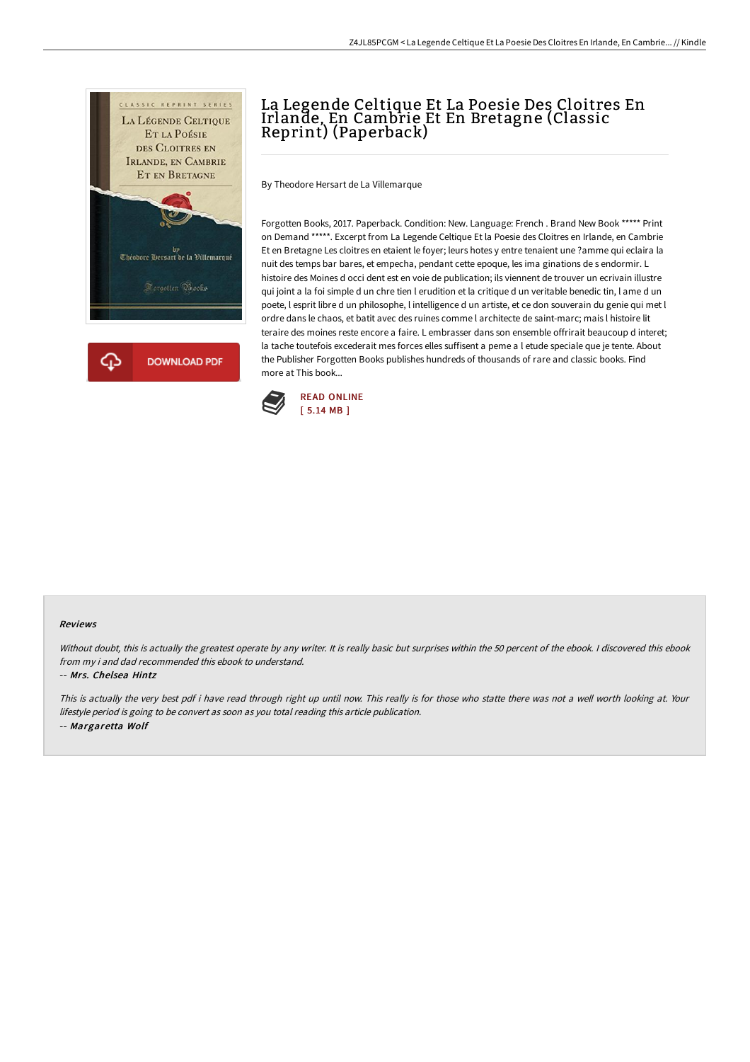# La Legende Celtique Et La Poesie Des Cloitres En Irlande, En Cambrie Et En Bretagne (Classic Reprint) (Paperback)

By Theodore Hersart de La Villemarque

Forgotten Books, 2017. Paperback. Condition: New. Language: French . Brand New Book ***** Print on Demand *****. Excerpt from La Legende Celtique Et la Poesie des Cloitres en Irlande, en Cambrie Et en Bretagne Les cloitres en etaient le foyer; leurs hotes y entre tenaient une ?amme qui eclaira la nuit des temps bar bares, et empecha, pendant cette epoque, les ima ginations de s endormir. L histoire des Moines d occi dent est en voie de publication; ils viennent de trouver un ecrivain illustre qui joint a la foi simple d un chre tien l erudition et la critique d un veritable benedic tin, l ame d un poete, l esprit libre d un philosophe, l intelligence d un artiste, et ce don souverain du genie qui met l ordre dans le chaos, et batit avec des ruines comme l architecte de saint-marc; mais l histoire lit teraire des moines reste encore a faire. L embrasser dans son ensemble offrirait beaucoup d interet; la tache toutefois excederait mes forces elles suffisent a peme a l etude speciale que je tente. About the Publisher Forgotten Books publishes hundreds of thousands of rare and classic books. Find more at This book...

DOWNLOAD PDF

READ ONLINE
[ 5.14 MB ]

## Reviews

*Without doubt, this is actually the greatest operate by any writer. It is really basic but surprises within the 50 percent of the ebook. I discovered this ebook from my i and dad recommended this ebook to understand.*

-- *Mrs. Chelsea Hintz*

*This is actually the very best pdf i have read through right up until now. This really is for those who statte there was not a well worth looking at. Your lifestyle period is going to be convert as soon as you total reading this article publication.*

-- *Margaretta Wolf*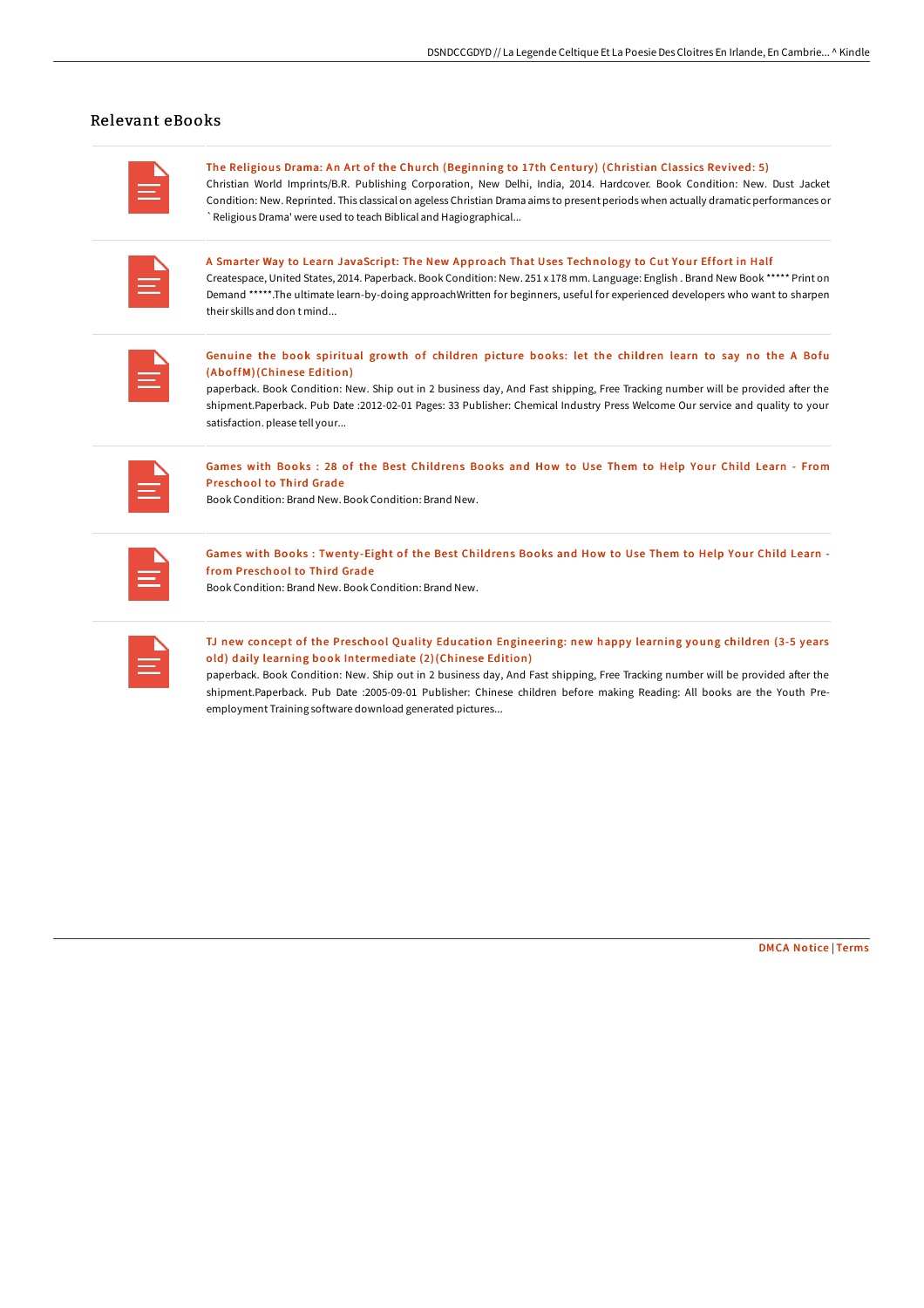## Relevant eBooks

**The Religious Drama: An Art of the Church (Beginning to 17th Century) (Christian Classics Revived: 5)**

Christian World Imprints/B.R. Publishing Corporation, New Delhi, India, 2014. Hardcover. Book Condition: New. Dust Jacket Condition: New. Reprinted. This classical on ageless Christian Drama aims to present periods when actually dramatic performances or `Religious Drama' were used to teach Biblical and Hagiographical...

**A Smarter Way to Learn JavaScript: The New Approach That Uses Technology to Cut Your Effort in Half**

Createspace, United States, 2014. Paperback. Book Condition: New. 251 x 178 mm. Language: English . Brand New Book ***** Print on Demand *****.The ultimate learn-by-doing approachWritten for beginners, useful for experienced developers who want to sharpen their skills and don t mind...

**Genuine the book spiritual growth of children picture books: let the children learn to say no the A Bofu (AboffM)(Chinese Edition)**

paperback. Book Condition: New. Ship out in 2 business day, And Fast shipping, Free Tracking number will be provided after the shipment.Paperback. Pub Date :2012-02-01 Pages: 33 Publisher: Chemical Industry Press Welcome Our service and quality to your satisfaction. please tell your...

**Games with Books : 28 of the Best Childrens Books and How to Use Them to Help Your Child Learn - From Preschool to Third Grade**

Book Condition: Brand New. Book Condition: Brand New.

**Games with Books : Twenty-Eight of the Best Childrens Books and How to Use Them to Help Your Child Learn - from Preschool to Third Grade**

Book Condition: Brand New. Book Condition: Brand New.

**TJ new concept of the Preschool Quality Education Engineering: new happy learning young children (3-5 years old) daily learning book Intermediate (2)(Chinese Edition)**

paperback. Book Condition: New. Ship out in 2 business day, And Fast shipping, Free Tracking number will be provided after the shipment.Paperback. Pub Date :2005-09-01 Publisher: Chinese children before making Reading: All books are the Youth Pre-employment Training software download generated pictures...